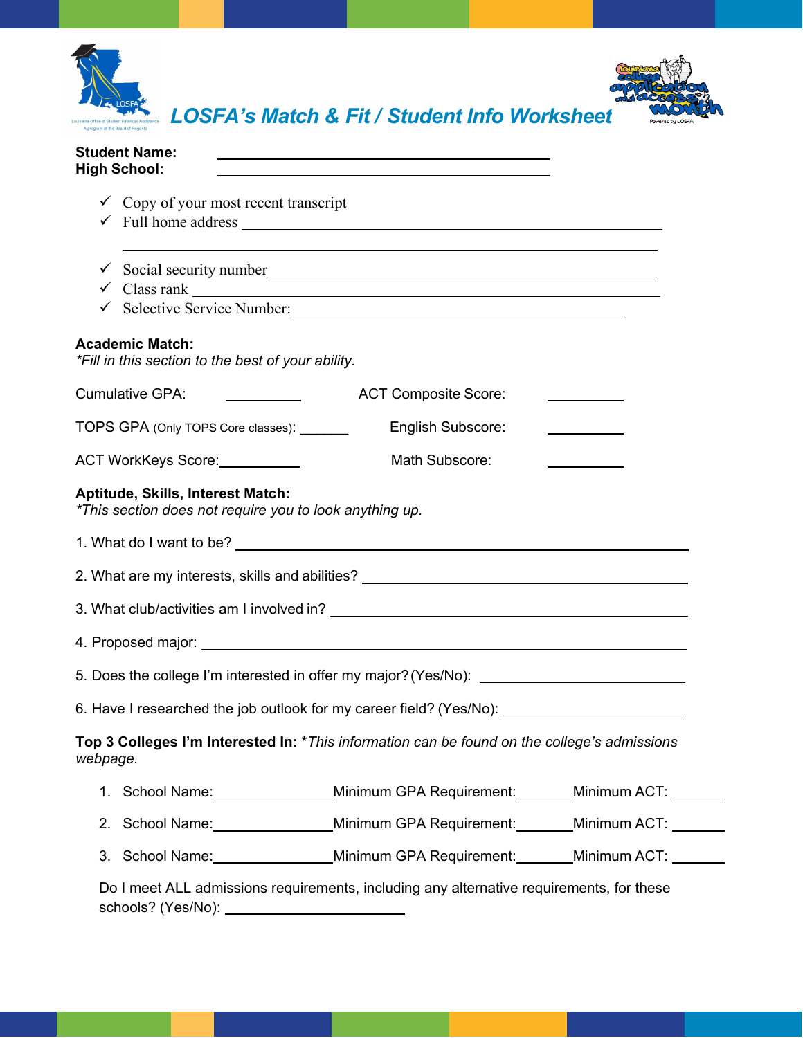# LOSFA's Match & Fit / Student Info Worksheet

**Student Name:** ________________________________

**High School:** ________________________________

- ✓ Copy of your most recent transcript
- ✓ Full home address ________________________________________________
  ________________________________________________
- ✓ Social security number________________________________________________
- ✓ Class rank ________________________________________________
- ✓ Selective Service Number:________________________________________

**Academic Match:**
*\*Fill in this section to the best of your ability.*

Cumulative GPA: __________ ACT Composite Score: __________

TOPS GPA (Only TOPS Core classes): _______ English Subscore: __________

ACT WorkKeys Score:__________ Math Subscore: __________

**Aptitude, Skills, Interest Match:**
*\*This section does not require you to look anything up.*

1. What do I want to be? ________________________________________________
2. What are my interests, skills and abilities? ________________________________
3. What club/activities am I involved in? ________________________________
4. Proposed major: ________________________________________________
5. Does the college I'm interested in offer my major? (Yes/No): ____________________
6. Have I researched the job outlook for my career field? (Yes/No): ____________________

**Top 3 Colleges I'm Interested In:** *\*This information can be found on the college's admissions webpage.*

1. School Name:_______________Minimum GPA Requirement:_______Minimum ACT: _______
2. School Name:_______________Minimum GPA Requirement:_______Minimum ACT: _______
3. School Name:_______________Minimum GPA Requirement:_______Minimum ACT: _______

Do I meet ALL admissions requirements, including any alternative requirements, for these schools? (Yes/No): ____________________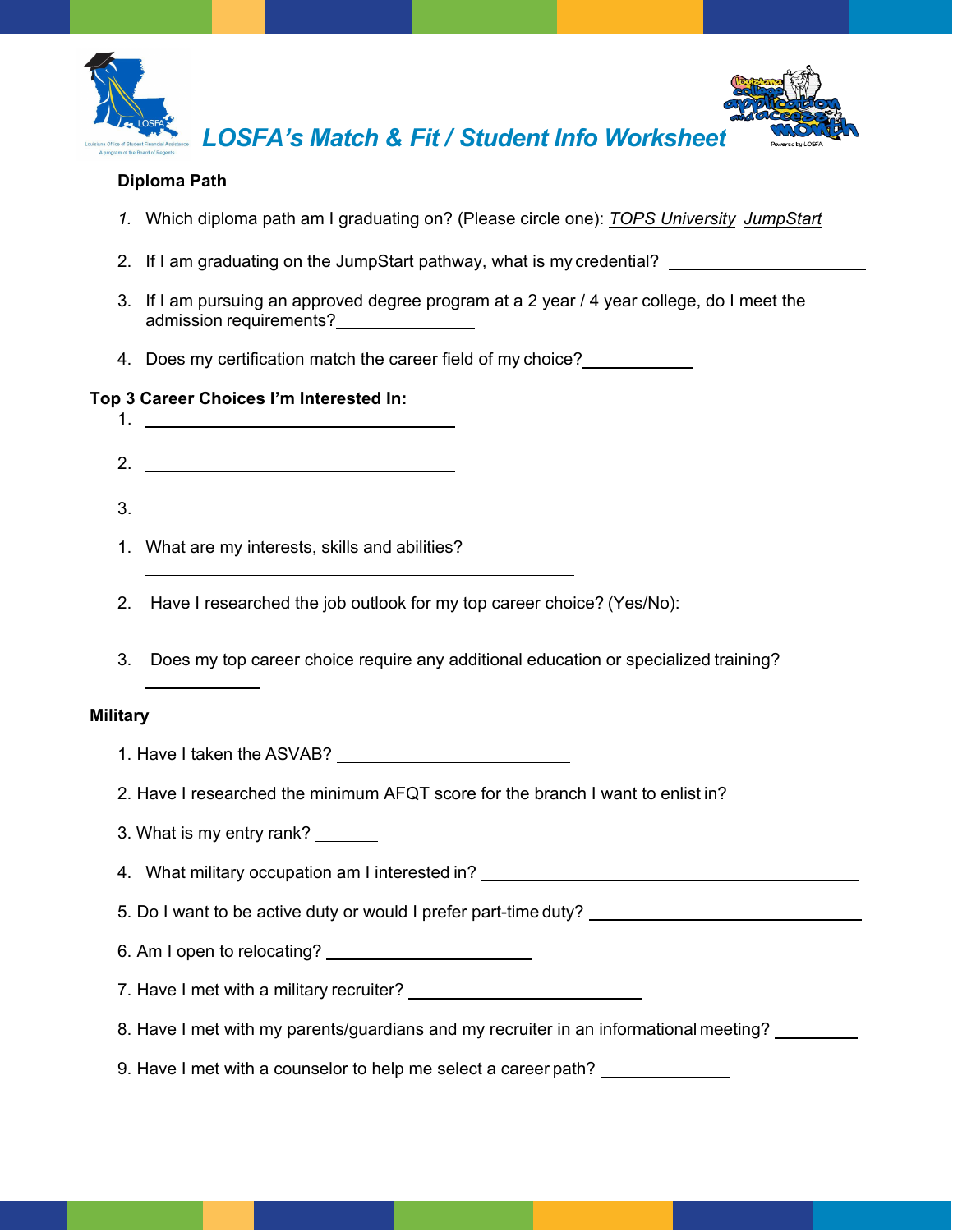## *LOSFA's Match & Fit / Student Info Worksheet*

**Diploma Path**

1. Which diploma path am I graduating on? (Please circle one): *TOPS University* *JumpStart*
2. If I am graduating on the JumpStart pathway, what is my credential? \_\_\_\_\_\_\_\_\_\_\_\_\_\_\_\_\_\_\_\_\_\_
3. If I am pursuing an approved degree program at a 2 year / 4 year college, do I meet the admission requirements?\_\_\_\_\_\_\_\_\_\_\_\_\_\_\_
4. Does my certification match the career field of my choice?\_\_\_\_\_\_\_\_\_\_\_\_

**Top 3 Career Choices I'm Interested In:**

1. \_\_\_\_\_\_\_\_\_\_\_\_\_\_\_\_\_\_\_\_\_\_\_\_\_\_\_\_\_\_\_\_\_\_
2. \_\_\_\_\_\_\_\_\_\_\_\_\_\_\_\_\_\_\_\_\_\_\_\_\_\_\_\_\_\_\_\_\_\_
3. \_\_\_\_\_\_\_\_\_\_\_\_\_\_\_\_\_\_\_\_\_\_\_\_\_\_\_\_\_\_\_\_\_\_

1. What are my interests, skills and abilities?

   \_\_\_\_\_\_\_\_\_\_\_\_\_\_\_\_\_\_\_\_\_\_\_\_\_\_\_\_\_\_\_\_\_\_\_\_\_\_\_\_\_\_\_\_\_\_

2. Have I researched the job outlook for my top career choice? (Yes/No):

   \_\_\_\_\_\_\_\_\_\_\_\_\_\_\_\_\_\_\_\_\_\_\_

3. Does my top career choice require any additional education or specialized training?

   \_\_\_\_\_\_\_\_\_\_\_\_

**Military**

1. Have I taken the ASVAB? \_\_\_\_\_\_\_\_\_\_\_\_\_\_\_\_\_\_\_\_\_\_\_\_\_\_
2. Have I researched the minimum AFQT score for the branch I want to enlist in? \_\_\_\_\_\_\_\_\_\_\_\_\_\_
3. What is my entry rank? \_\_\_\_\_\_\_
4. What military occupation am I interested in? \_\_\_\_\_\_\_\_\_\_\_\_\_\_\_\_\_\_\_\_\_\_\_\_\_\_\_\_\_\_\_\_\_\_\_\_\_\_\_\_
5. Do I want to be active duty or would I prefer part-time duty? \_\_\_\_\_\_\_\_\_\_\_\_\_\_\_\_\_\_\_\_\_\_\_\_\_\_\_\_\_\_
6. Am I open to relocating? \_\_\_\_\_\_\_\_\_\_\_\_\_\_\_\_\_\_\_\_\_\_
7. Have I met with a military recruiter? \_\_\_\_\_\_\_\_\_\_\_\_\_\_\_\_\_\_\_\_\_\_\_\_\_\_
8. Have I met with my parents/guardians and my recruiter in an informational meeting? \_\_\_\_\_\_\_\_\_
9. Have I met with a counselor to help me select a career path? \_\_\_\_\_\_\_\_\_\_\_\_\_\_